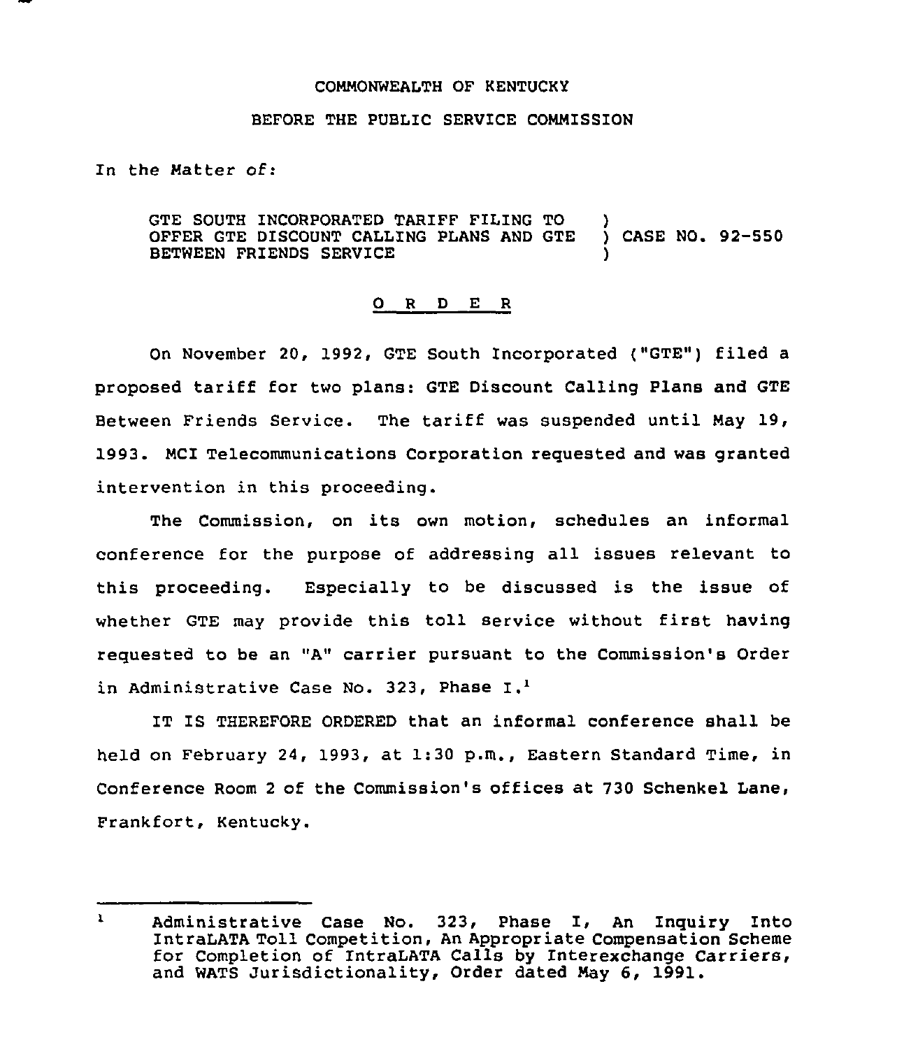COMMONWEALTH OF KENTUCKY

BEFORE THE PUBLIC SERVICE COMMISSION

In the Matter of:

GTE SOUTH INCORPORATED TARIFF FILING TO OFFER GTE DISCOUNT CALLING PLANS AND GTE BETWEEN FRIENDS SERVICE ) CASE NO. 92-550

## O R D E R

On November 20, 1992, GTE South Incorporated ("GTE") filed a proposed tariff for two plans: GTE Discount Calling Plans and GTE Between Friends Service. The tariff was suspended until May 19, 1993. MCI Telecommunications Corporation requested and was granted intervention in this proceeding.

The Commission, on its own motion, schedules an informal conference for the purpose of addressing all issues relevant to this proceeding. Especially to be discussed is the issue of whether GTE may provide this toll service without first having requested to be an "A" carrier pursuant to the Commission's Order in Administrative Case No. 323, Phase I.[1]

IT IS THEREFORE ORDERED that an informal conference shall be held on February 24, 1993, at 1:30 p.m., Eastern Standard Time, in Conference Room 2 of the Commission's offices at 730 Schenkel Lane, Frankfort, Kentucky.

---

[1] Administrative Case No. 323, Phase I, An Inquiry Into IntraLATA Toll Competition, An Appropriate Compensation Scheme for Completion of IntraLATA Calls by Interexchange Carriers, and WATS Jurisdictionality, Order dated May 6, 1991.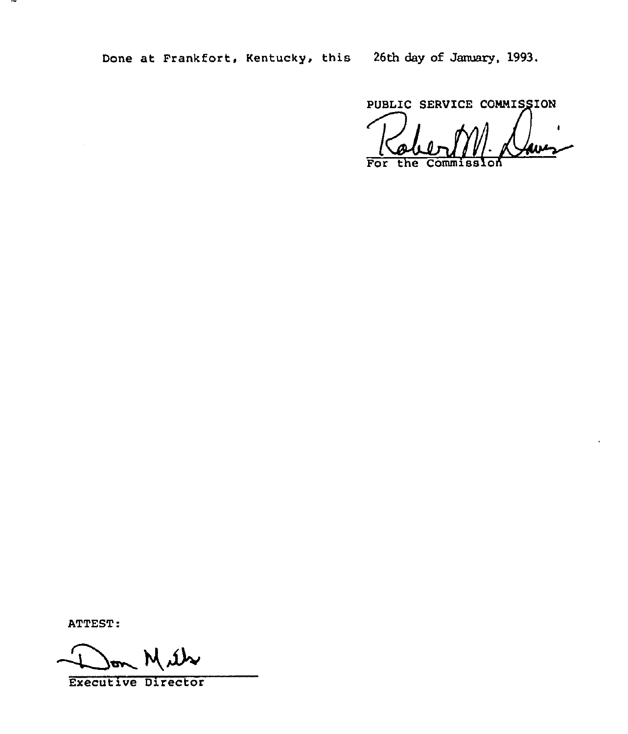Done at Frankfort, Kentucky, this 26th day of January, 1993.

PUBLIC SERVICE COMMISSION

For the Commission

ATTEST:

Executive Director